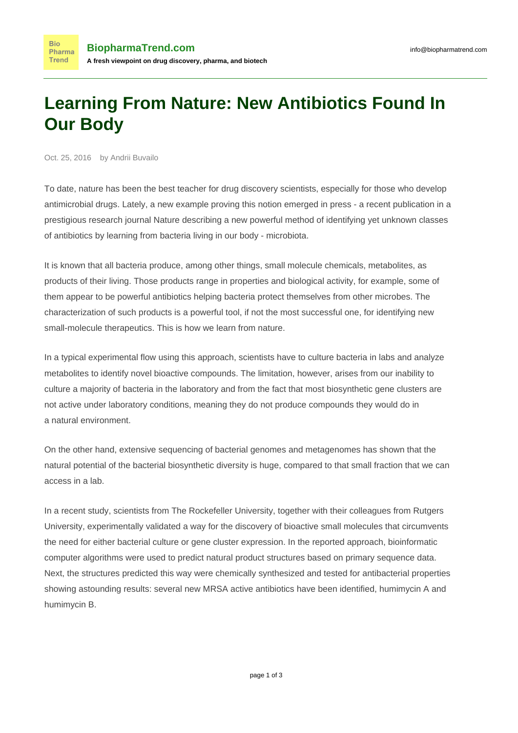# Learning From Nature: New Antibiotics Found In Our Body

Oct. 25, 2016 by Andrii Buvailo

To date, nature has been the best teacher for drug discovery scientists, especially for those who develop antimicrobial drugs. Lately, a new example proving this notion emerged in press - a recent publication in a prestigious research journal Nature describing a new powerful method of identifying yet unknown classes of antibiotics by learning from bacteria living in our body - microbiota.

It is known that all bacteria produce, among other things, small molecule chemicals, metabolites, as products of their living. Those products range in properties and biological activity, for example, some of them appear to be powerful antibiotics helping bacteria protect themselves from other microbes. The characterization of such products is a powerful tool, if not the most successful one, for identifying new small-molecule therapeutics. This is how we learn from nature.

In a typical experimental flow using this approach, scientists have to culture bacteria in labs and analyze metabolites to identify novel bioactive compounds. The limitation, however, arises from our inability to culture a majority of bacteria in the laboratory and from the fact that most biosynthetic gene clusters are not active under laboratory conditions, meaning they do not produce compounds they would do in a natural environment.

On the other hand, extensive sequencing of bacterial genomes and metagenomes has shown that the natural potential of the bacterial biosynthetic diversity is huge, compared to that small fraction that we can access in a lab.

In a recent study, scientists from The Rockefeller University, together with their colleagues from Rutgers University, experimentally validated a way for the discovery of bioactive small molecules that circumvents the need for either bacterial culture or gene cluster expression. In the reported approach, bioinformatic computer algorithms were used to predict natural product structures based on primary sequence data. Next, the structures predicted this way were chemically synthesized and tested for antibacterial properties showing astounding results: several new MRSA active antibiotics have been identified, humimycin A and humimycin B.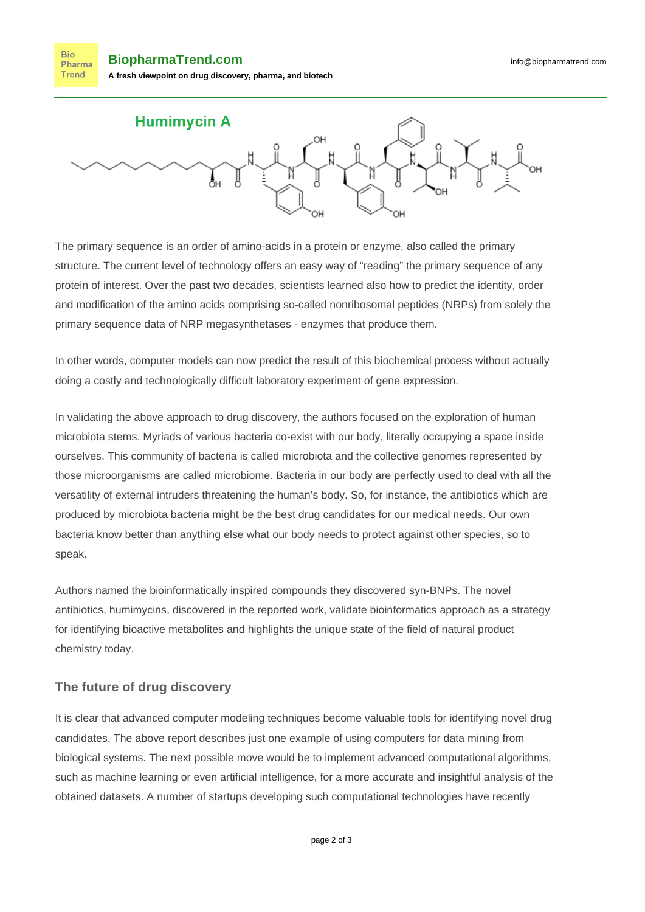Humimycin A

The primary sequence is an order of amino-acids in a protein or enzyme, also called the primary structure. The current level of technology offers an easy way of “reading” the primary sequence of any protein of interest. Over the past two decades, scientists learned also how to predict the identity, order and modification of the amino acids comprising so-called nonribosomal peptides (NRPs) from solely the primary sequence data of NRP megasynthetases - enzymes that produce them.

In other words, computer models can now predict the result of this biochemical process without actually doing a costly and technologically difficult laboratory experiment of gene expression.

In validating the above approach to drug discovery, the authors focused on the exploration of human microbiota stems. Myriads of various bacteria co-exist with our body, literally occupying a space inside ourselves. This community of bacteria is called microbiota and the collective genomes represented by those microorganisms are called microbiome. Bacteria in our body are perfectly used to deal with all the versatility of external intruders threatening the human’s body. So, for instance, the antibiotics which are produced by microbiota bacteria might be the best drug candidates for our medical needs. Our own bacteria know better than anything else what our body needs to protect against other species, so to speak.

Authors named the bioinformatically inspired compounds they discovered syn-BNPs. The novel antibiotics, humimycins, discovered in the reported work, validate bioinformatics approach as a strategy for identifying bioactive metabolites and highlights the unique state of the field of natural product chemistry today.

## The future of drug discovery

It is clear that advanced computer modeling techniques become valuable tools for identifying novel drug candidates. The above report describes just one example of using computers for data mining from biological systems. The next possible move would be to implement advanced computational algorithms, such as machine learning or even artificial intelligence, for a more accurate and insightful analysis of the obtained datasets. A number of startups developing such computational technologies have recently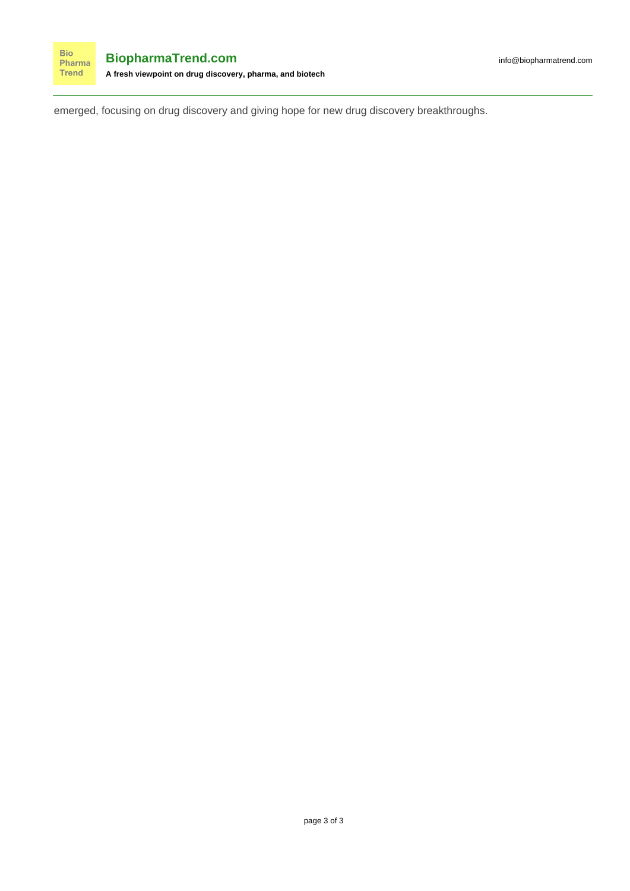emerged, focusing on drug discovery and giving hope for new drug discovery breakthroughs.